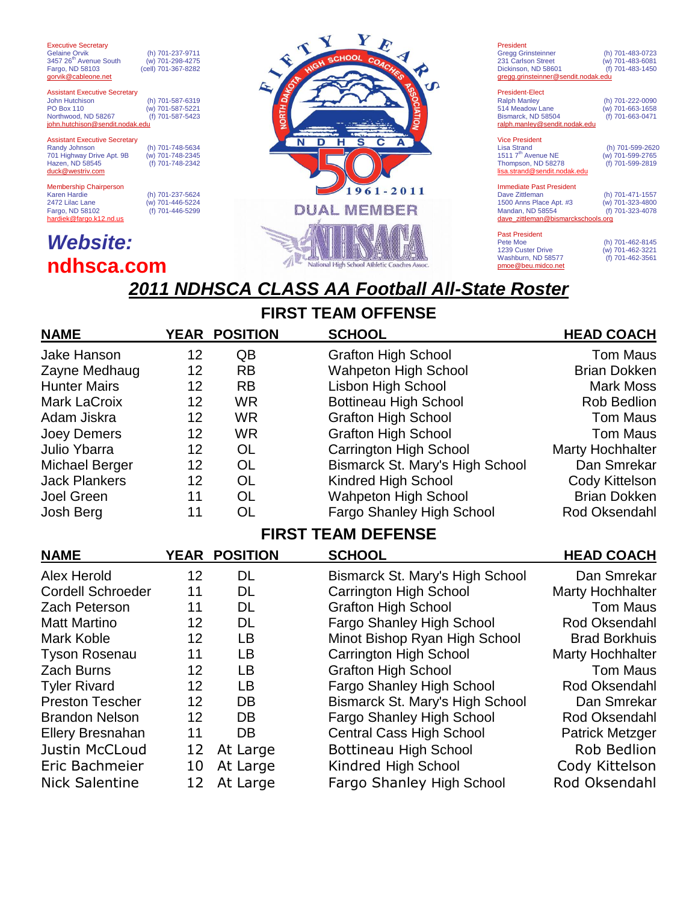Executive Secretary
Gelaine Orvik
3457 26th Avenue South
Fargo, ND 58103
gorvik@cableone.net
(h) 701-237-9711
(w) 701-298-4275
(cell) 701-367-8282

Assistant Executive Secretary
John Hutchison
PO Box 110
Northwood, ND 58267
john.hutchison@sendit.nodak.edu
(h) 701-587-6319
(w) 701-587-5221
(f) 701-587-5423

Assistant Executive Secretary
Randy Johnson
701 Highway Drive Apt. 9B
Hazen, ND 58545
duck@westriv.com
(h) 701-748-5634
(w) 701-748-2345
(f) 701-748-2342

Membership Chairperson
Karen Hardie
2472 Lilac Lane
Fargo, ND 58102
hardiek@fargo.k12.nd.us
(h) 701-237-5624
(w) 701-446-5224
(f) 701-446-5299

**Website: ndhsca.com**

FIFTY YEARS
NORTH DAKOTA HIGH SCHOOL COACHES ASSOCIATION
N D H S C A
50
1961-2011
DUAL MEMBER
NHSACA
National High School Athletic Coaches Assoc.

President
Gregg Grinsteinner
231 Carlson Street
Dickinson, ND 58601
gregg.grinsteinner@sendit.nodak.edu
(h) 701-483-0723
(w) 701-483-6081
(f) 701-483-1450

President-Elect
Ralph Manley
514 Meadow Lane
Bismarck, ND 58504
ralph.manley@sendit.nodak.edu
(h) 701-222-0090
(w) 701-663-1658
(f) 701-663-0471

Vice President
Lisa Strand
1511 7th Avenue NE
Thompson, ND 58278
lisa.strand@sendit.nodak.edu
(h) 701-599-2620
(w) 701-599-2765
(f) 701-599-2819

Immediate Past President
Dave Zittleman
1500 Anns Place Apt. #3
Mandan, ND 58554
dave_zittleman@bismarckschools.org
(h) 701-471-1557
(w) 701-323-4800
(f) 701-323-4078

Past President
Pete Moe
1239 Custer Drive
Washburn, ND 58577
pmoe@beu.midco.net
(h) 701-462-8145
(w) 701-462-3221
(f) 701-462-3561

# *2011 NDHSCA CLASS AA Football All-State Roster*

## FIRST TEAM OFFENSE

| NAME | YEAR | POSITION | SCHOOL | HEAD COACH |
|---|---|---|---|---|
| Jake Hanson | 12 | QB | Grafton High School | Tom Maus |
| Zayne Medhaug | 12 | RB | Wahpeton High School | Brian Dokken |
| Hunter Mairs | 12 | RB | Lisbon High School | Mark Moss |
| Mark LaCroix | 12 | WR | Bottineau High School | Rob Bedlion |
| Adam Jiskra | 12 | WR | Grafton High School | Tom Maus |
| Joey Demers | 12 | WR | Grafton High School | Tom Maus |
| Julio Ybarra | 12 | OL | Carrington High School | Marty Hochhalter |
| Michael Berger | 12 | OL | Bismarck St. Mary's High School | Dan Smrekar |
| Jack Plankers | 12 | OL | Kindred High School | Cody Kittelson |
| Joel Green | 11 | OL | Wahpeton High School | Brian Dokken |
| Josh Berg | 11 | OL | Fargo Shanley High School | Rod Oksendahl |

## FIRST TEAM DEFENSE

| NAME | YEAR | POSITION | SCHOOL | HEAD COACH |
|---|---|---|---|---|
| Alex Herold | 12 | DL | Bismarck St. Mary's High School | Dan Smrekar |
| Cordell Schroeder | 11 | DL | Carrington High School | Marty Hochhalter |
| Zach Peterson | 11 | DL | Grafton High School | Tom Maus |
| Matt Martino | 12 | DL | Fargo Shanley High School | Rod Oksendahl |
| Mark Koble | 12 | LB | Minot Bishop Ryan High School | Brad Borkhuis |
| Tyson Rosenau | 11 | LB | Carrington High School | Marty Hochhalter |
| Zach Burns | 12 | LB | Grafton High School | Tom Maus |
| Tyler Rivard | 12 | LB | Fargo Shanley High School | Rod Oksendahl |
| Preston Tescher | 12 | DB | Bismarck St. Mary's High School | Dan Smrekar |
| Brandon Nelson | 12 | DB | Fargo Shanley High School | Rod Oksendahl |
| Ellery Bresnahan | 11 | DB | Central Cass High School | Patrick Metzger |
| Justin McCLoud | 12 | At Large | Bottineau High School | Rob Bedlion |
| Eric Bachmeier | 10 | At Large | Kindred High School | Cody Kittelson |
| Nick Salentine | 12 | At Large | Fargo Shanley High School | Rod Oksendahl |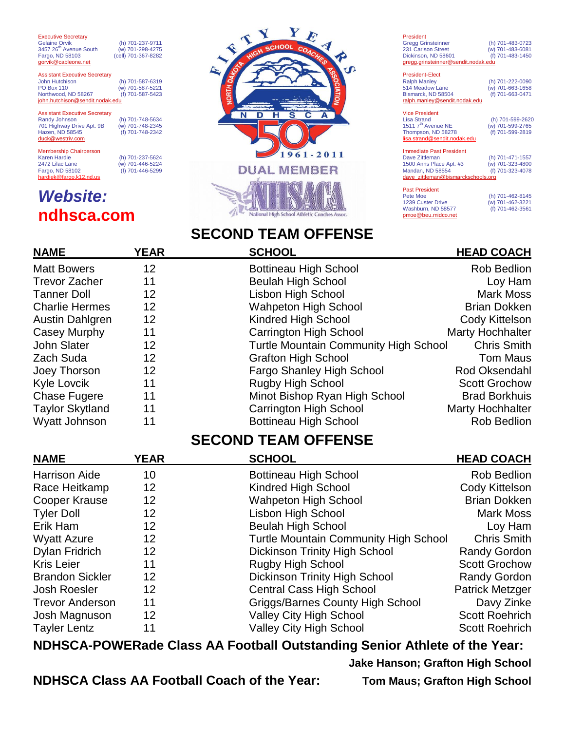Executive Secretary
Gelaine Orvik (h) 701-237-9711
3457 26th Avenue South (w) 701-298-4275
Fargo, ND 58103 (cell) 701-367-8282
gorvik@cableone.net

Assistant Executive Secretary
John Hutchison (h) 701-587-6319
PO Box 110 (w) 701-587-5221
Northwood, ND 58267 (f) 701-587-5423
john.hutchison@sendit.nodak.edu

Assistant Executive Secretary
Randy Johnson (h) 701-748-5634
701 Highway Drive Apt. 9B (w) 701-748-2345
Hazen, ND 58545 (f) 701-748-2342
duck@westriv.com

Membership Chairperson
Karen Hardie (h) 701-237-5624
2472 Lilac Lane (w) 701-446-5224
Fargo, ND 58102 (f) 701-446-5299
hardiek@fargo.k12.nd.us

***Website:* ndhsca.com**

FIFTY YEARS — NORTH DAKOTA HIGH SCHOOL COACHES ASSOCIATION — NDHSCA 50 — 1961-2011

DUAL MEMBER — NHSACA — National High School Athletic Coaches Assoc.

President
Gregg Grinsteinner (h) 701-483-0723
231 Carlson Street (w) 701-483-6081
Dickinson, ND 58601 (f) 701-483-1450
gregg.grinsteinner@sendit.nodak.edu

President-Elect
Ralph Manley (h) 701-222-0090
514 Meadow Lane (w) 701-663-1658
Bismarck, ND 58504 (f) 701-663-0471
ralph.manley@sendit.nodak.edu

Vice President
Lisa Strand (h) 701-599-2620
1511 7th Avenue NE (w) 701-599-2765
Thompson, ND 58278 (f) 701-599-2819
lisa.strand@sendit.nodak.edu

Immediate Past President
Dave Zittleman (h) 701-471-1557
1500 Anns Place Apt. #3 (w) 701-323-4800
Mandan, ND 58554 (f) 701-323-4078
dave_zittleman@bismarckschools.org

Past President
Pete Moe (h) 701-462-8145
1239 Custer Drive (w) 701-462-3221
Washburn, ND 58577 (f) 701-462-3561
pmoe@beu.midco.net

## SECOND TEAM OFFENSE

| NAME | YEAR | SCHOOL | HEAD COACH |
|---|---|---|---|
| Matt Bowers | 12 | Bottineau High School | Rob Bedlion |
| Trevor Zacher | 11 | Beulah High School | Loy Ham |
| Tanner Doll | 12 | Lisbon High School | Mark Moss |
| Charlie Hermes | 12 | Wahpeton High School | Brian Dokken |
| Austin Dahlgren | 12 | Kindred High School | Cody Kittelson |
| Casey Murphy | 11 | Carrington High School | Marty Hochhalter |
| John Slater | 12 | Turtle Mountain Community High School | Chris Smith |
| Zach Suda | 12 | Grafton High School | Tom Maus |
| Joey Thorson | 12 | Fargo Shanley High School | Rod Oksendahl |
| Kyle Lovcik | 11 | Rugby High School | Scott Grochow |
| Chase Fugere | 11 | Minot Bishop Ryan High School | Brad Borkhuis |
| Taylor Skytland | 11 | Carrington High School | Marty Hochhalter |
| Wyatt Johnson | 11 | Bottineau High School | Rob Bedlion |

## SECOND TEAM OFFENSE

| NAME | YEAR | SCHOOL | HEAD COACH |
|---|---|---|---|
| Harrison Aide | 10 | Bottineau High School | Rob Bedlion |
| Race Heitkamp | 12 | Kindred High School | Cody Kittelson |
| Cooper Krause | 12 | Wahpeton High School | Brian Dokken |
| Tyler Doll | 12 | Lisbon High School | Mark Moss |
| Erik Ham | 12 | Beulah High School | Loy Ham |
| Wyatt Azure | 12 | Turtle Mountain Community High School | Chris Smith |
| Dylan Fridrich | 12 | Dickinson Trinity High School | Randy Gordon |
| Kris Leier | 11 | Rugby High School | Scott Grochow |
| Brandon Sickler | 12 | Dickinson Trinity High School | Randy Gordon |
| Josh Roesler | 12 | Central Cass High School | Patrick Metzger |
| Trevor Anderson | 11 | Griggs/Barnes County High School | Davy Zinke |
| Josh Magnuson | 12 | Valley City High School | Scott Roehrich |
| Tayler Lentz | 11 | Valley City High School | Scott Roehrich |

**NDHSCA-POWERade Class AA Football Outstanding Senior Athlete of the Year:**

**Jake Hanson; Grafton High School**

**NDHSCA Class AA Football Coach of the Year:** **Tom Maus; Grafton High School**